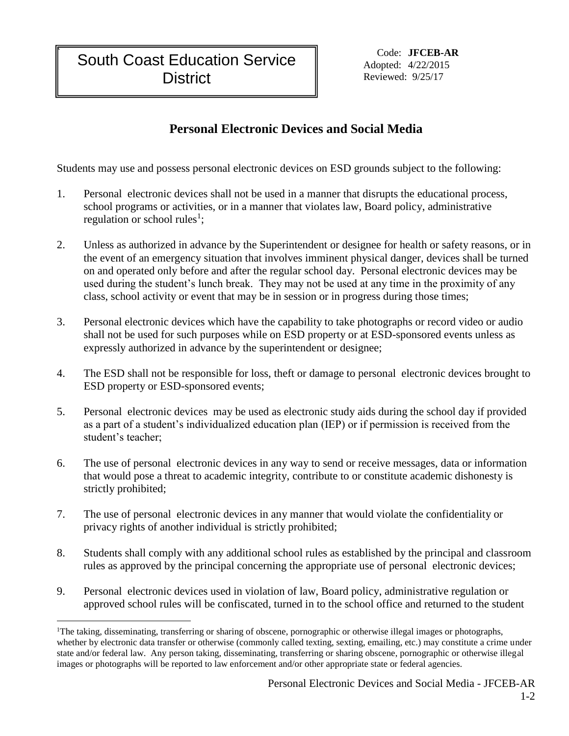# South Coast Education Service District

Code: **JFCEB-AR**
Adopted: 4/22/2015
Reviewed: 9/25/17

## Personal Electronic Devices and Social Media

Students may use and possess personal electronic devices on ESD grounds subject to the following:

1. Personal electronic devices shall not be used in a manner that disrupts the educational process, school programs or activities, or in a manner that violates law, Board policy, administrative regulation or school rules[1];

2. Unless as authorized in advance by the Superintendent or designee for health or safety reasons, or in the event of an emergency situation that involves imminent physical danger, devices shall be turned on and operated only before and after the regular school day. Personal electronic devices may be used during the student's lunch break. They may not be used at any time in the proximity of any class, school activity or event that may be in session or in progress during those times;

3. Personal electronic devices which have the capability to take photographs or record video or audio shall not be used for such purposes while on ESD property or at ESD-sponsored events unless as expressly authorized in advance by the superintendent or designee;

4. The ESD shall not be responsible for loss, theft or damage to personal electronic devices brought to ESD property or ESD-sponsored events;

5. Personal electronic devices may be used as electronic study aids during the school day if provided as a part of a student's individualized education plan (IEP) or if permission is received from the student's teacher;

6. The use of personal electronic devices in any way to send or receive messages, data or information that would pose a threat to academic integrity, contribute to or constitute academic dishonesty is strictly prohibited;

7. The use of personal electronic devices in any manner that would violate the confidentiality or privacy rights of another individual is strictly prohibited;

8. Students shall comply with any additional school rules as established by the principal and classroom rules as approved by the principal concerning the appropriate use of personal electronic devices;

9. Personal electronic devices used in violation of law, Board policy, administrative regulation or approved school rules will be confiscated, turned in to the school office and returned to the student

---

[1] The taking, disseminating, transferring or sharing of obscene, pornographic or otherwise illegal images or photographs, whether by electronic data transfer or otherwise (commonly called texting, sexting, emailing, etc.) may constitute a crime under state and/or federal law. Any person taking, disseminating, transferring or sharing obscene, pornographic or otherwise illegal images or photographs will be reported to law enforcement and/or other appropriate state or federal agencies.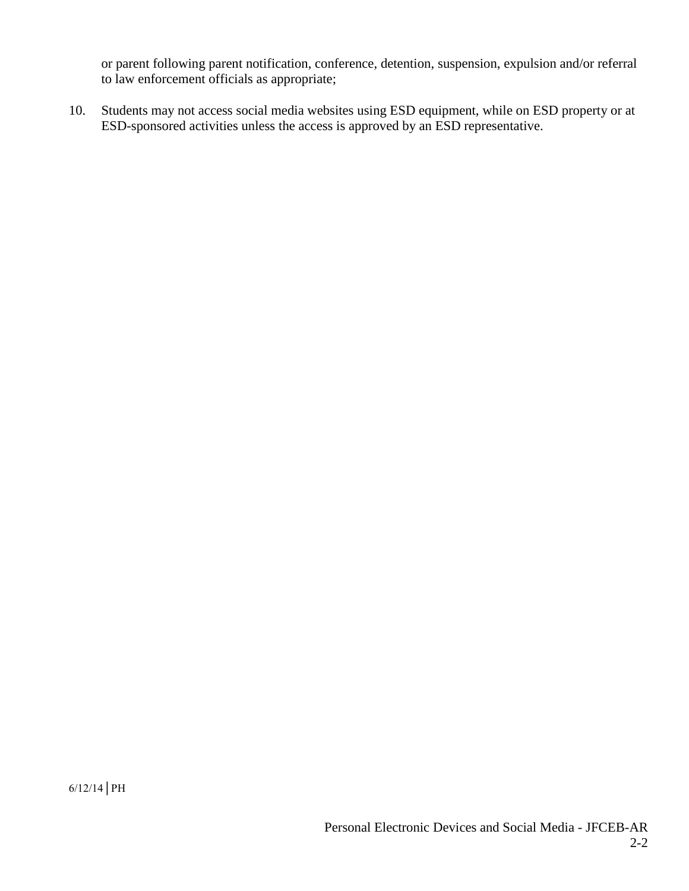or parent following parent notification, conference, detention, suspension, expulsion and/or referral to law enforcement officials as appropriate;

10. Students may not access social media websites using ESD equipment, while on ESD property or at ESD-sponsored activities unless the access is approved by an ESD representative.

6/12/14│PH